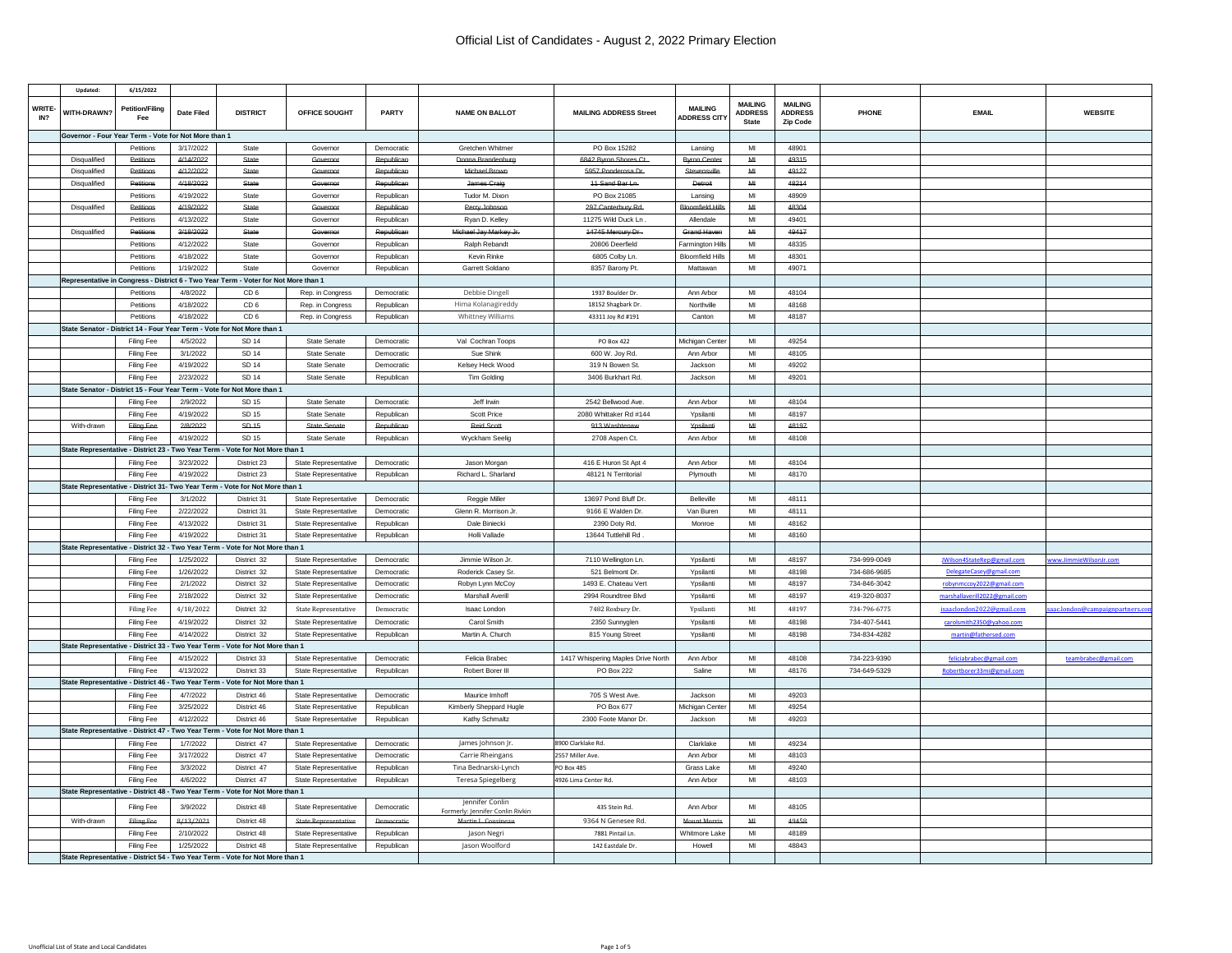# Official List of Candidates - August 2, 2022 Primary Election

| WRITE-IN? | WITH-DRAWN? | Petition/Filing Fee | Date Filed | DISTRICT | OFFICE SOUGHT | PARTY | NAME ON BALLOT | MAILING ADDRESS Street | MAILING ADDRESS CITY | MAILING ADDRESS State | MAILING ADDRESS Zip Code | PHONE | EMAIL | WEBSITE |
|---|---|---|---|---|---|---|---|---|---|---|---|---|---|---|
| Updated: | | 6/15/2022 | | | | | | | | | | | | |
| Governor - Four Year Term - Vote for Not More than 1 | | | | | | | | | | | | | | |
| | | Petitions | 3/17/2022 | State | Governor | Democratic | Gretchen Whitmer | PO Box 15282 | Lansing | MI | 48901 | | | |
| | Disqualified | ~~Petitions~~ | ~~4/14/2022~~ | ~~State~~ | ~~Governor~~ | ~~Republican~~ | ~~Donna Brandenburg~~ | ~~6842 Byron Shores Ct.~~ | ~~Byron Center~~ | ~~MI~~ | ~~49315~~ | | | |
| | Disqualified | ~~Petitions~~ | ~~4/12/2022~~ | ~~State~~ | ~~Governor~~ | ~~Republican~~ | ~~Michael Brown~~ | ~~5957 Ponderosa Dr.~~ | ~~Stevensville~~ | ~~MI~~ | ~~49127~~ | | | |
| | Disqualified | ~~Petitions~~ | ~~4/18/2022~~ | ~~State~~ | ~~Governor~~ | ~~Republican~~ | ~~James Craig~~ | ~~11 Sand Bar Ln.~~ | ~~Detroit~~ | ~~MI~~ | ~~48214~~ | | | |
| | | Petitions | 4/19/2022 | State | Governor | Republican | Tudor M. Dixon | PO Box 21085 | Lansing | MI | 48909 | | | |
| | Disqualified | ~~Petitions~~ | ~~4/19/2022~~ | ~~State~~ | ~~Governor~~ | ~~Republican~~ | ~~Perry Johnson~~ | ~~297 Canterbury Rd.~~ | ~~Bloomfield Hills~~ | ~~MI~~ | ~~48304~~ | | | |
| | | Petitions | 4/13/2022 | State | Governor | Republican | Ryan D. Kelley | 11275 Wild Duck Ln . | Allendale | MI | 49401 | | | |
| | Disqualified | ~~Petitions~~ | ~~3/18/2022~~ | ~~State~~ | ~~Governor~~ | ~~Republican~~ | ~~Michael Jay Markey Jr.~~ | ~~14745 Mercury Dr.~~ | ~~Grand Haven~~ | ~~MI~~ | ~~49417~~ | | | |
| | | Petitions | 4/12/2022 | State | Governor | Republican | Ralph Rebandt | 20806 Deerfield | Farmington Hills | MI | 48335 | | | |
| | | Petitions | 4/18/2022 | State | Governor | Republican | Kevin Rinke | 6805 Colby Ln. | Bloomfield Hills | MI | 48301 | | | |
| | | Petitions | 1/19/2022 | State | Governor | Republican | Garrett Soldano | 8357 Barony Pt. | Mattawan | MI | 49071 | | | |
| Representative in Congress - District 6 - Two Year Term - Voter for Not More than 1 | | | | | | | | | | | | | | |
| | | Petitions | 4/8/2022 | CD 6 | Rep. in Congress | Democratic | Debbie Dingell | 1937 Boulder Dr. | Ann Arbor | MI | 48104 | | | |
| | | Petitions | 4/18/2022 | CD 6 | Rep. in Congress | Republican | Hima Kolanagireddy | 18152 Shagbark Dr. | Northville | MI | 48168 | | | |
| | | Petitions | 4/18/2022 | CD 6 | Rep. in Congress | Republican | Whittney Williams | 43311 Joy Rd #191 | Canton | MI | 48187 | | | |
| State Senator - District 14 - Four Year Term - Vote for Not More than 1 | | | | | | | | | | | | | | |
| | | Filing Fee | 4/5/2022 | SD 14 | State Senate | Democratic | Val Cochran Toops | PO Box 422 | Michigan Center | MI | 49254 | | | |
| | | Filing Fee | 3/1/2022 | SD 14 | State Senate | Democratic | Sue Shink | 600 W. Joy Rd. | Ann Arbor | MI | 48105 | | | |
| | | Filing Fee | 4/19/2022 | SD 14 | State Senate | Democratic | Kelsey Heck Wood | 319 N Bowen St. | Jackson | MI | 49202 | | | |
| | | Filing Fee | 2/23/2022 | SD 14 | State Senate | Republican | Tim Golding | 3406 Burkhart Rd. | Jackson | MI | 49201 | | | |
| State Senator - District 15 - Four Year Term - Vote for Not More than 1 | | | | | | | | | | | | | | |
| | | Filing Fee | 2/9/2022 | SD 15 | State Senate | Democratic | Jeff Irwin | 2542 Bellwood Ave. | Ann Arbor | MI | 48104 | | | |
| | | Filing Fee | 4/19/2022 | SD 15 | State Senate | Republican | Scott Price | 2080 Whittaker Rd #144 | Ypsilanti | MI | 48197 | | | |
| | With-drawn | ~~Filing Fee~~ | ~~2/8/2022~~ | ~~SD 15~~ | ~~State Senate~~ | ~~Republican~~ | ~~Reid Scott~~ | ~~913 Washtenaw~~ | ~~Ypsilanti~~ | ~~MI~~ | ~~48197~~ | | | |
| | | Filing Fee | 4/19/2022 | SD 15 | State Senate | Republican | Wyckham Seelig | 2708 Aspen Ct. | Ann Arbor | MI | 48108 | | | |
| State Representative - District 23 - Two Year Term - Vote for Not More than 1 | | | | | | | | | | | | | | |
| | | Filing Fee | 3/23/2022 | District 23 | State Representative | Democratic | Jason Morgan | 416 E Huron St Apt 4 | Ann Arbor | MI | 48104 | | | |
| | | Filing Fee | 4/19/2022 | District 23 | State Representative | Republican | Richard L. Sharland | 48121 N Territorial | Plymouth | MI | 48170 | | | |
| State Representative - District 31- Two Year Term - Vote for Not More than 1 | | | | | | | | | | | | | | |
| | | Filing Fee | 3/1/2022 | District 31 | State Representative | Democratic | Reggie Miller | 13697 Pond Bluff Dr. | Belleville | MI | 48111 | | | |
| | | Filing Fee | 2/22/2022 | District 31 | State Representative | Democratic | Glenn R. Morrison Jr. | 9166 E Walden Dr. | Van Buren | MI | 48111 | | | |
| | | Filing Fee | 4/13/2022 | District 31 | State Representative | Republican | Dale Biniecki | 2390 Doty Rd. | Monroe | MI | 48162 | | | |
| | | Filing Fee | 4/19/2022 | District 31 | State Representative | Republican | Holli Vallade | 13644 Tuttlehill Rd . | | MI | 48160 | | | |
| State Representative - District 32 - Two Year Term - Vote for Not More than 1 | | | | | | | | | | | | | | |
| | | Filing Fee | 1/25/2022 | District 32 | State Representative | Democratic | Jimmie Wilson Jr. | 7110 Wellington Ln. | Ypsilanti | MI | 48197 | 734-999-0049 | JWilson4StateRep@gmail.com | www.JimmieWilsonJr.com |
| | | Filing Fee | 1/26/2022 | District 32 | State Representative | Democratic | Roderick Casey Sr. | 521 Belmont Dr. | Ypsilanti | MI | 48198 | 734-686-9685 | DelegateCasey@gmail.com | |
| | | Filing Fee | 2/1/2022 | District 32 | State Representative | Democratic | Robyn Lynn McCoy | 1493 E. Chateau Vert | Ypsilanti | MI | 48197 | 734-846-3042 | robynmccoy2022@gmail.com | |
| | | Filing Fee | 2/18/2022 | District 32 | State Representative | Democratic | Marshall Averill | 2994 Roundtree Blvd | Ypsilanti | MI | 48197 | 419-320-8037 | marshallaverill2022@gmail.com | |
| | | Filing Fee | 4/18/2022 | District 32 | State Representative | Democratic | Isaac London | 7482 Roxbury Dr. | Ypsilanti | MI | 48197 | 734-796-6775 | isaaclondon2022@gmail.com | saac.london@campaignpartners.com |
| | | Filing Fee | 4/19/2022 | District 32 | State Representative | Democratic | Carol Smith | 2350 Sunnyglen | Ypsilanti | MI | 48198 | 734-407-5441 | carolsmith2350@yahoo.com | |
| | | Filing Fee | 4/14/2022 | District 32 | State Representative | Republican | Martin A. Church | 815 Young Street | Ypsilanti | MI | 48198 | 734-834-4282 | martin@fathersed.com | |
| State Representative - District 33 - Two Year Term - Vote for Not More than 1 | | | | | | | | | | | | | | |
| | | Filing Fee | 4/15/2022 | District 33 | State Representative | Democratic | Felicia Brabec | 1417 Whispering Maples Drive North | Ann Arbor | MI | 48108 | 734-223-9390 | feliciabrabec@gmail.com | teambrabec@gmail.com |
| | | Filing Fee | 4/13/2022 | District 33 | State Representative | Republican | Robert Borer III | PO Box 222 | Saline | MI | 48176 | 734-649-5329 | Robertborer33mi@gmail.com | |
| State Representative - District 46 - Two Year Term - Vote for Not More than 1 | | | | | | | | | | | | | | |
| | | Filing Fee | 4/7/2022 | District 46 | State Representative | Democratic | Maurice Imhoff | 705 S West Ave. | Jackson | MI | 49203 | | | |
| | | Filing Fee | 3/25/2022 | District 46 | State Representative | Republican | Kimberly Sheppard Hugle | PO Box 677 | Michigan Center | MI | 49254 | | | |
| | | Filing Fee | 4/12/2022 | District 46 | State Representative | Republican | Kathy Schmaltz | 2300 Foote Manor Dr. | Jackson | MI | 49203 | | | |
| State Representative - District 47 - Two Year Term - Vote for Not More than 1 | | | | | | | | | | | | | | |
| | | Filing Fee | 1/7/2022 | District 47 | State Representative | Democratic | James Johnson Jr. | 8900 Clarklake Rd. | Clarklake | MI | 49234 | | | |
| | | Filing Fee | 3/17/2022 | District 47 | State Representative | Democratic | Carrie Rheingans | 2557 Miller Ave. | Ann Arbor | MI | 48103 | | | |
| | | Filing Fee | 3/3/2022 | District 47 | State Representative | Republican | Tina Bednarski-Lynch | PO Box 485 | Grass Lake | MI | 49240 | | | |
| | | Filing Fee | 4/6/2022 | District 47 | State Representative | Republican | Teresa Spiegelberg | 4926 Lima Center Rd. | Ann Arbor | MI | 48103 | | | |
| State Representative - District 48 - Two Year Term - Vote for Not More than 1 | | | | | | | | | | | | | | |
| | | Filing Fee | 3/9/2022 | District 48 | State Representative | Democratic | Jennifer Conlin Formerly: Jennifer Conlin Rivkin | 435 Stein Rd. | Ann Arbor | MI | 48105 | | | |
| | With-drawn | ~~Filing Fee~~ | ~~8/13/2021~~ | District 48 | ~~State Representative~~ | ~~Democratic~~ | ~~Martin L. Cousineau~~ | 9364 N Genesee Rd. | ~~Mount Morris~~ | ~~MI~~ | ~~49458~~ | | | |
| | | Filing Fee | 2/10/2022 | District 48 | State Representative | Republican | Jason Negri | 7881 Pintail Ln. | Whitmore Lake | MI | 48189 | | | |
| | | Filing Fee | 1/25/2022 | District 48 | State Representative | Republican | Jason Woolford | 142 Eastdale Dr. | Howell | MI | 48843 | | | |
| State Representative - District 54 - Two Year Term - Vote for Not More than 1 | | | | | | | | | | | | | | |

Unofficial List of State and Local Candidates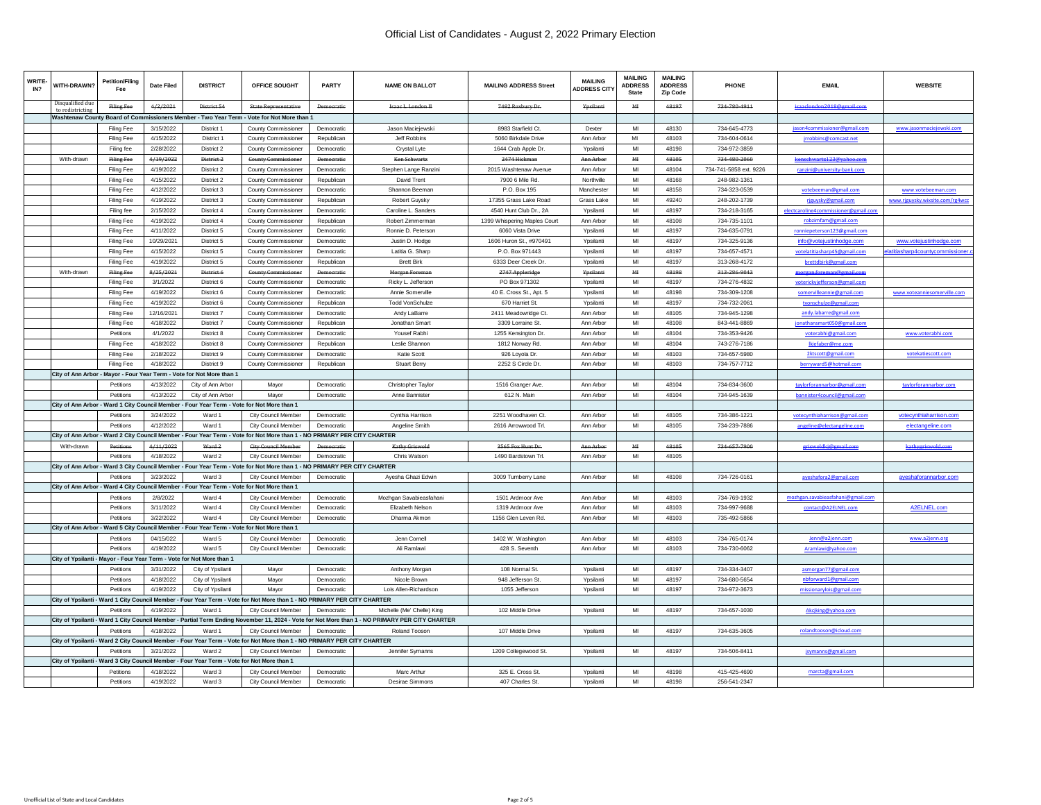# Official List of Candidates - August 2, 2022 Primary Election

| WRITE-IN? | WITH-DRAWN? | Petition/Filing Fee | Date Filed | DISTRICT | OFFICE SOUGHT | PARTY | NAME ON BALLOT | MAILING ADDRESS Street | MAILING ADDRESS CITY | MAILING ADDRESS State | MAILING ADDRESS Zip Code | PHONE | EMAIL | WEBSITE |
|---|---|---|---|---|---|---|---|---|---|---|---|---|---|---|
| | Disqualified due to redistricting | ~~Filing Fee~~ | ~~4/2/2021~~ | ~~District 54~~ | ~~State Representative~~ | ~~Democratic~~ | ~~Isaac L. London II~~ | ~~7492 Roxbury Dr.~~ | ~~Ypsilanti~~ | ~~MI~~ | ~~48197~~ | ~~734-790-4911~~ | ~~isaaclondon2019@gmail.com~~ | |
| **Washtenaw County Board of Commissioners Member - Two Year Term - Vote for Not More than 1** | | | | | | | | | | | | | | |
| | | Filing Fee | 3/15/2022 | District 1 | County Commissioner | Democratic | Jason Maciejewski | 8983 Starfield Ct. | Dexter | MI | 48130 | 734-645-4773 | jason4commissioner@gmail.com | www.jasonmaciejewski.com |
| | | Filing Fee | 4/15/2022 | District 1 | County Commissioner | Republican | Jeff Robbins | 5060 Birkdale Drive | Ann Arbor | MI | 48103 | 734-604-0614 | jrrobbins@comcast.net | |
| | | Filing fee | 2/28/2022 | District 2 | County Commissioner | Democratic | Crystal Lyte | 1644 Crab Apple Dr. | Ypsilanti | MI | 48198 | 734-972-3859 | | |
| | With-drawn | ~~Filing Fee~~ | ~~4/19/2022~~ | ~~District 2~~ | ~~County Commissioner~~ | ~~Democratic~~ | ~~Ken Schwartz~~ | ~~2474 Hickman~~ | ~~Ann Arbor~~ | ~~MI~~ | ~~48105~~ | ~~734-490-2060~~ | ~~kenschwartz123@yahoo.com~~ | |
| | | Filing Fee | 4/19/2022 | District 2 | County Commissioner | Democratic | Stephen Lange Ranzini | 2015 Washtenaw Avenue | Ann Arbor | MI | 48104 | 734-741-5858 ext. 9226 | ranzini@university-bank.com | |
| | | Filing Fee | 4/15/2022 | District 2 | County Commissioner | Republican | David Trent | 7900 6 Mile Rd. | Northville | MI | 48168 | 248-982-1361 | | |
| | | Filing Fee | 4/12/2022 | District 3 | County Commissioner | Democratic | Shannon Beeman | P.O. Box 195 | Manchester | MI | 48158 | 734-323-0539 | votebeeman@gmail.com | www.votebeeman.com |
| | | Filing Fee | 4/19/2022 | District 3 | County Commissioner | Republican | Robert Guysky | 17355 Grass Lake Road | Grass Lake | MI | 49240 | 248-202-1739 | rjguysky@gmail.com | www.rjguysky.wixsite.com/rg4wcc |
| | | Filing fee | 2/15/2022 | District 4 | County Commissioner | Democratic | Caroline L. Sanders | 4540 Hunt Club Dr., 2A | Ypsilanti | MI | 48197 | 734-218-3165 | electcaroline4commissioner@gmail.com | |
| | | Filing Fee | 4/19/2022 | District 4 | County Commissioner | Republican | Robert Zimmerman | 1399 Whispering Maples Court | Ann Arbor | MI | 48108 | 734-735-1101 | robzimfam@gmail.com | |
| | | Filing Fee | 4/11/2022 | District 5 | County Commissioner | Democratic | Ronnie D. Peterson | 6060 Vista Drive | Ypsilanti | MI | 48197 | 734-635-0791 | ronniepeterson123@gmail.com | |
| | | Filing Fee | 10/29/2021 | District 5 | County Commissioner | Democratic | Justin D. Hodge | 1606 Huron St., #970491 | Ypsilanti | MI | 48197 | 734-325-9136 | info@votejustinhodge.com | www.votejustinhodge.com |
| | | Filing Fee | 4/15/2022 | District 5 | County Commissioner | Democratic | Latitia G. Sharp | P.O. Box 971443 | Ypsilanti | MI | 48197 | 734-657-4571 | votelatitiasharp45@gmail.com | elatitiasharp4countycommissioner.c |
| | | Filing Fee | 4/19/2022 | District 5 | County Commissioner | Republican | Brett Birk | 6333 Deer Creek Dr. | Ypsilanti | MI | 48197 | 313-268-4172 | brettdbirk@gmail.com | |
| | With-drawn | ~~Filing Fee~~ | ~~8/25/2021~~ | ~~District 6~~ | ~~County Commissioner~~ | ~~Democratic~~ | ~~Morgan Foreman~~ | ~~2747 Appleridge~~ | ~~Ypsilanti~~ | ~~MI~~ | ~~48198~~ | ~~313-286-9043~~ | ~~morgan.foreman@gmail.com~~ | |
| | | Filing Fee | 3/1/2022 | District 6 | County Commissioner | Democratic | Ricky L. Jefferson | PO Box 971302 | Ypsilanti | MI | 48197 | 734-276-4832 | voterickyjefferson@gmail.com | |
| | | Filing Fee | 4/19/2022 | District 6 | County Commissioner | Democratic | Annie Somerville | 40 E. Cross St., Apt. 5 | Ypsilanti | MI | 48198 | 734-309-1208 | somervilleannie@gmail.com | www.voteanniesomerville.com |
| | | Filing Fee | 4/19/2022 | District 6 | County Commissioner | Republican | Todd VonSchulze | 670 Harriet St. | Ypsilanti | MI | 48197 | 734-732-2061 | tvonschulze@gmail.com | |
| | | Filing Fee | 12/16/2021 | District 7 | County Commissioner | Democratic | Andy LaBarre | 2411 Meadowridge Ct. | Ann Arbor | MI | 48105 | 734-945-1298 | andy.labarre@gmail.com | |
| | | Filing Fee | 4/18/2022 | District 7 | County Commissioner | Republican | Jonathan Smart | 3309 Lorraine St. | Ann Arbor | MI | 48108 | 843-441-8869 | jonathansmart050@gmail.com | |
| | | Petitions | 4/1/2022 | District 8 | County Commissioner | Democratic | Yousef Rabhi | 1255 Kensington Dr. | Ann Arbor | MI | 48104 | 734-353-9426 | voterabhi@gmail.com | www.voterabhi.com |
| | | Filing Fee | 4/18/2022 | District 8 | County Commissioner | Republican | Leslie Shannon | 1812 Norway Rd. | Ann Arbor | MI | 48104 | 743-276-7186 | lkiefaber@me.com | |
| | | Filing Fee | 2/18/2022 | District 9 | County Commissioner | Democratic | Katie Scott | 926 Loyola Dr. | Ann Arbor | MI | 48103 | 734-657-5980 | 2ktscott@gmail.com | votekatiescott.com |
| | | Filing Fee | 4/18/2022 | District 9 | County Commissioner | Republican | Stuart Berry | 2252 S Circle Dr. | Ann Arbor | MI | 48103 | 734-757-7712 | berryward5@hotmail.com | |
| **City of Ann Arbor - Mayor - Four Year Term - Vote for Not More than 1** | | | | | | | | | | | | | | |
| | | Petitions | 4/13/2022 | City of Ann Arbor | Mayor | Democratic | Christopher Taylor | 1516 Granger Ave. | Ann Arbor | MI | 48104 | 734-834-3600 | taylorforannarbor@gmail.com | taylorforannarbor.com |
| | | Petitions | 4/13/2022 | City of Ann Arbor | Mayor | Democratic | Anne Bannister | 612 N. Main | Ann Arbor | MI | 48104 | 734-945-1639 | bannister4council@gmail.com | |
| **City of Ann Arbor - Ward 1 City Council Member - Four Year Term - Vote for Not More than 1** | | | | | | | | | | | | | | |
| | | Petitions | 3/24/2022 | Ward 1 | City Council Member | Democratic | Cynthia Harrison | 2251 Woodhaven Ct. | Ann Arbor | MI | 48105 | 734-386-1221 | votecynthiaharrison@gmail.com | votecynthiaharrison.com |
| | | Petitions | 4/12/2022 | Ward 1 | City Council Member | Democratic | Angeline Smith | 2616 Arrowwood Trl. | Ann Arbor | MI | 48105 | 734-239-7886 | angeline@electangeline.com | electangeline.com |
| **City of Ann Arbor - Ward 2 City Council Member - Four Year Term - Vote for Not More than 1 - NO PRIMARY PER CITY CHARTER** | | | | | | | | | | | | | | |
| | With-drawn | ~~Petitions~~ | ~~4/11/2022~~ | ~~Ward 2~~ | ~~City Council Member~~ | ~~Democratic~~ | ~~Kathy Griswold~~ | ~~2565 Fox Hunt Dr.~~ | ~~Ann Arbor~~ | ~~MI~~ | ~~48105~~ | ~~734-657-7900~~ | ~~griswoldkj@gmail.com~~ | ~~kathygriswold.com~~ |
| | | Petitions | 4/18/2022 | Ward 2 | City Council Member | Democratic | Chris Watson | 1490 Bardstown Trl. | Ann Arbor | MI | 48105 | | | |
| **City of Ann Arbor - Ward 3 City Council Member - Four Year Term - Vote for Not More than 1 - NO PRIMARY PER CITY CHARTER** | | | | | | | | | | | | | | |
| | | Petitions | 3/23/2022 | Ward 3 | City Council Member | Democratic | Ayesha Ghazi Edwin | 3009 Turnberry Lane | Ann Arbor | MI | 48108 | 734-726-0161 | ayeshafora2@gmail.com | ayeshaforannarbor.com |
| **City of Ann Arbor - Ward 4 City Council Member - Four Year Term - Vote for Not More than 1** | | | | | | | | | | | | | | |
| | | Petitions | 2/8/2022 | Ward 4 | City Council Member | Democratic | Mozhgan Savabieasfahani | 1501 Ardmoor Ave | Ann Arbor | MI | 48103 | 734-769-1932 | mozhgan.savabieasfahani@gmail.com | |
| | | Petitions | 3/11/2022 | Ward 4 | City Council Member | Democratic | Elizabeth Nelson | 1319 Ardmoor Ave | Ann Arbor | MI | 48103 | 734-997-9688 | contact@A2ELNEL.com | A2ELNEL.com |
| | | Petitions | 3/22/2022 | Ward 4 | City Council Member | Democratic | Dharma Akmon | 1156 Glen Leven Rd. | Ann Arbor | MI | 48103 | 735-492-5866 | | |
| **City of Ann Arbor - Ward 5 City Council Member - Four Year Term - Vote for Not More than 1** | | | | | | | | | | | | | | |
| | | Petitions | 04/15/2022 | Ward 5 | City Council Member | Democratic | Jenn Cornell | 1402 W. Washington | Ann Arbor | MI | 48103 | 734-765-0174 | Jenn@a2jenn.com | www.a2jenn.org |
| | | Petitions | 4/19/2022 | Ward 5 | City Council Member | Democratic | Ali Ramlawi | 428 S. Seventh | Ann Arbor | MI | 48103 | 734-730-6062 | Aramlawi@yahoo.com | |
| **City of Ypsilanti - Mayor - Four Year Term - Vote for Not More than 1** | | | | | | | | | | | | | | |
| | | Petitions | 3/31/2022 | City of Ypsilanti | Mayor | Democratic | Anthony Morgan | 108 Normal St. | Ypsilanti | MI | 48197 | 734-334-3407 | asmorgan77@gmail.com | |
| | | Petitions | 4/18/2022 | City of Ypsilanti | Mayor | Democratic | Nicole Brown | 948 Jefferson St. | Ypsilanti | MI | 48197 | 734-680-5654 | nbforward1@gmail.com | |
| | | Petitions | 4/19/2022 | City of Ypsilanti | Mayor | Democratic | Lois Allen-Richardson | 1055 Jefferson | Ypsilanti | MI | 48197 | 734-972-3673 | missionarylois@gmail.com | |
| **City of Ypsilanti - Ward 1 City Council Member - Four Year Term - Vote for Not More than 1 - NO PRIMARY PER CITY CHARTER** | | | | | | | | | | | | | | |
| | | Petitions | 4/19/2022 | Ward 1 | City Council Member | Democratic | Michelle (Me' Chelle) King | 102 Middle Drive | Ypsilanti | MI | 48197 | 734-657-1030 | Akcjking@yahoo.com | |
| **City of Ypsilanti - Ward 1 City Council Member - Partial Term Ending November 11, 2024 - Vote for Not More than 1 - NO PRIMARY PER CITY CHARTER** | | | | | | | | | | | | | | |
| | | Petitions | 4/18/2022 | Ward 1 | City Council Member | Democratic | Roland Tooson | 107 Middle Drive | Ypsilanti | MI | 48197 | 734-635-3605 | rolandtooson@icloud.com | |
| **City of Ypsilanti - Ward 2 City Council Member - Four Year Term - Vote for Not More than 1 - NO PRIMARY PER CITY CHARTER** | | | | | | | | | | | | | | |
| | | Petitions | 3/21/2022 | Ward 2 | City Council Member | Democratic | Jennifer Symanns | 1209 Collegewood St. | Ypsilanti | MI | 48197 | 734-506-8411 | jsymanns@gmail.com | |
| **City of Ypsilanti - Ward 3 City Council Member - Four Year Term - Vote for Not More than 1** | | | | | | | | | | | | | | |
| | | Petitions | 4/18/2022 | Ward 3 | City Council Member | Democratic | Marc Arthur | 325 E. Cross St. | Ypsilanti | MI | 48198 | 415-425-4690 | marcta@gmail.com | |
| | | Petitions | 4/19/2022 | Ward 3 | City Council Member | Democratic | Desirae Simmons | 407 Charles St. | Ypsilanti | MI | 48198 | 256-541-2347 | | |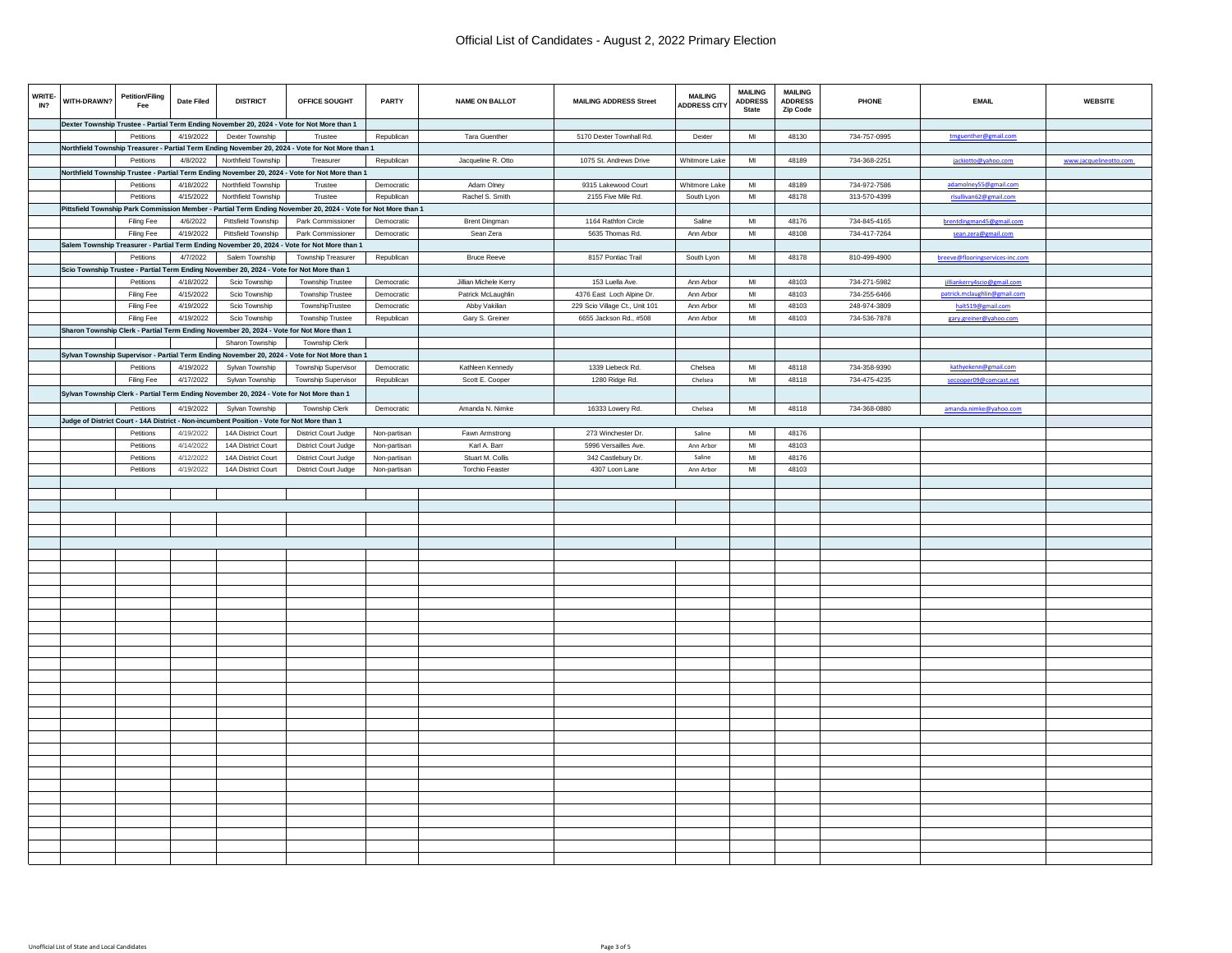# Official List of Candidates - August 2, 2022 Primary Election

| WRITE-IN? | WITH-DRAWN? | Petition/Filing Fee | Date Filed | DISTRICT | OFFICE SOUGHT | PARTY | NAME ON BALLOT | MAILING ADDRESS Street | MAILING ADDRESS CITY | MAILING ADDRESS State | MAILING ADDRESS Zip Code | PHONE | EMAIL | WEBSITE |
|---|---|---|---|---|---|---|---|---|---|---|---|---|---|---|
| | Dexter Township Trustee - Partial Term Ending November 20, 2024 - Vote for Not More than 1 | | | | | | | | | | | | | |
| | | Petitions | 4/19/2022 | Dexter Township | Trustee | Republican | Tara Guenther | 5170 Dexter Townhall Rd. | Dexter | MI | 48130 | 734-757-0995 | tmguenther@gmail.com | |
| | Northfield Township Treasurer - Partial Term Ending November 20, 2024 - Vote for Not More than 1 | | | | | | | | | | | | | |
| | | Petitions | 4/8/2022 | Northfield Township | Treasurer | Republican | Jacqueline R. Otto | 1075 St. Andrews Drive | Whitmore Lake | MI | 48189 | 734-368-2251 | jackiotto@yahoo.com | www.jacquelineotto.com |
| | Northfield Township Trustee - Partial Term Ending November 20, 2024 - Vote for Not More than 1 | | | | | | | | | | | | | |
| | | Petitions | 4/18/2022 | Northfield Township | Trustee | Democratic | Adam Olney | 9315 Lakewood Court | Whitmore Lake | MI | 48189 | 734-972-7586 | adamolney55@gmail.com | |
| | | Petitions | 4/15/2022 | Northfield Township | Trustee | Republican | Rachel S. Smith | 2155 Five Mile Rd. | South Lyon | MI | 48178 | 313-570-4399 | rlsullivan62@gmail.com | |
| | Pittsfield Township Park Commission Member - Partial Term Ending November 20, 2024 - Vote for Not More than 1 | | | | | | | | | | | | | |
| | | Filing Fee | 4/6/2022 | Pittsfield Township | Park Commissioner | Democratic | Brent Dingman | 1164 Rathfon Circle | Saline | MI | 48176 | 734-845-4165 | brentdingman45@gmail.com | |
| | | Filing Fee | 4/19/2022 | Pittsfield Township | Park Commissioner | Democratic | Sean Zera | 5635 Thomas Rd. | Ann Arbor | MI | 48108 | 734-417-7264 | sean.zera@gmail.com | |
| | Salem Township Treasurer - Partial Term Ending November 20, 2024 - Vote for Not More than 1 | | | | | | | | | | | | | |
| | | Petitions | 4/7/2022 | Salem Township | Township Treasurer | Republican | Bruce Reeve | 8157 Pontiac Trail | South Lyon | MI | 48178 | 810-499-4900 | breeve@flooringservices-inc.com | |
| | Scio Township Trustee - Partial Term Ending November 20, 2024 - Vote for Not More than 1 | | | | | | | | | | | | | |
| | | Petitions | 4/18/2022 | Scio Township | Township Trustee | Democratic | Jillian Michele Kerry | 153 Luella Ave. | Ann Arbor | MI | 48103 | 734-271-5982 | jilliankerry4scio@gmail.com | |
| | | Filing Fee | 4/15/2022 | Scio Township | Township Trustee | Democratic | Patrick McLaughlin | 4376 East Loch Alpine Dr. | Ann Arbor | MI | 48103 | 734-255-6466 | patrick.mclaughlin@gmail.com | |
| | | Filing Fee | 4/19/2022 | Scio Township | TownshipTrustee | Democratic | Abby Vakilian | 229 Scio Village Ct., Unit 101 | Ann Arbor | MI | 48103 | 248-974-3809 | halt519@gmail.com | |
| | | Filing Fee | 4/19/2022 | Scio Township | Township Trustee | Republican | Gary S. Greiner | 6655 Jackson Rd., #508 | Ann Arbor | MI | 48103 | 734-536-7878 | gary.greiner@yahoo.com | |
| | Sharon Township Clerk - Partial Term Ending November 20, 2024 - Vote for Not More than 1 | | | | | | | | | | | | | |
| | | | | Sharon Township | Township Clerk | | | | | | | | | |
| | Sylvan Township Supervisor - Partial Term Ending November 20, 2024 - Vote for Not More than 1 | | | | | | | | | | | | | |
| | | Petitions | 4/19/2022 | Sylvan Township | Township Supervisor | Democratic | Kathleen Kennedy | 1339 Liebeck Rd. | Chelsea | MI | 48118 | 734-358-9390 | kathyekenn@gmail.com | |
| | | Filing Fee | 4/17/2022 | Sylvan Township | Township Supervisor | Republican | Scott E. Cooper | 1280 Ridge Rd. | Chelsea | MI | 48118 | 734-475-4235 | secooper09@comcast.net | |
| | Sylvan Township Clerk - Partial Term Ending November 20, 2024 - Vote for Not More than 1 | | | | | | | | | | | | | |
| | | Petitions | 4/19/2022 | Sylvan Township | Township Clerk | Democratic | Amanda N. Nimke | 16333 Lowery Rd. | Chelsea | MI | 48118 | 734-368-0880 | amanda.nimke@yahoo.com | |
| | Judge of District Court - 14A District - Non-incumbent Position - Vote for Not More than 1 | | | | | | | | | | | | | |
| | | Petitions | 4/19/2022 | 14A District Court | District Court Judge | Non-partisan | Fawn Armstrong | 273 Winchester Dr. | Saline | MI | 48176 | | | |
| | | Petitions | 4/14/2022 | 14A District Court | District Court Judge | Non-partisan | Karl A. Barr | 5996 Versailles Ave. | Ann Arbor | MI | 48103 | | | |
| | | Petitions | 4/12/2022 | 14A District Court | District Court Judge | Non-partisan | Stuart M. Collis | 342 Castlebury Dr. | Saline | MI | 48176 | | | |
| | | Petitions | 4/19/2022 | 14A District Court | District Court Judge | Non-partisan | Torchio Feaster | 4307 Loon Lane | Ann Arbor | MI | 48103 | | | |

Unofficial List of State and Local Candidates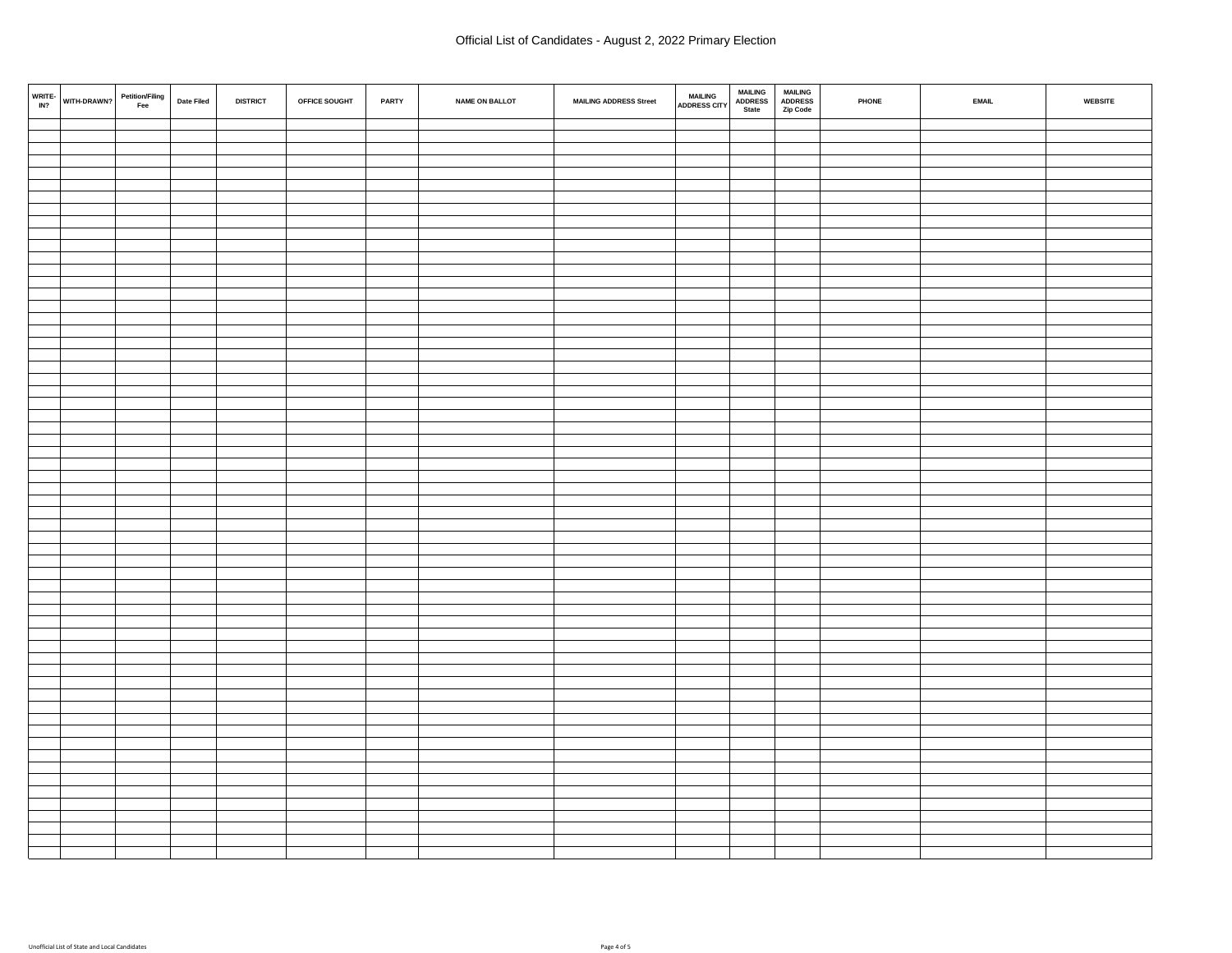# Official List of Candidates - August 2, 2022 Primary Election

| WRITE-IN? | WITH-DRAWN? | Petition/Filing Fee | Date Filed | DISTRICT | OFFICE SOUGHT | PARTY | NAME ON BALLOT | MAILING ADDRESS Street | MAILING ADDRESS CITY | MAILING ADDRESS State | MAILING ADDRESS Zip Code | PHONE | EMAIL | WEBSITE |
|---|---|---|---|---|---|---|---|---|---|---|---|---|---|---|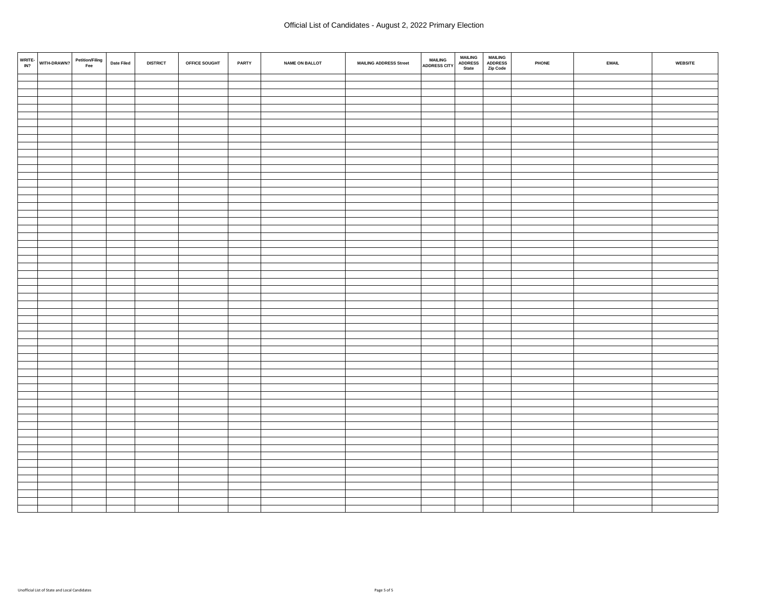# Official List of Candidates - August 2, 2022 Primary Election

| WRITE-IN? | WITH-DRAWN? | Petition/Filing Fee | Date Filed | DISTRICT | OFFICE SOUGHT | PARTY | NAME ON BALLOT | MAILING ADDRESS Street | MAILING ADDRESS CITY | MAILING ADDRESS State | MAILING ADDRESS Zip Code | PHONE | EMAIL | WEBSITE |
|---|---|---|---|---|---|---|---|---|---|---|---|---|---|---|
| | | | | | | | | | | | | | | |